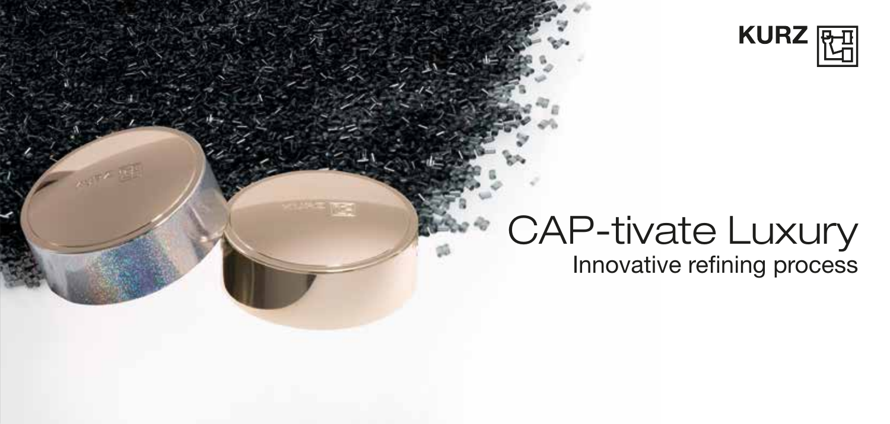KURZ

# CAP-tivate Luxury

## Innovative refining process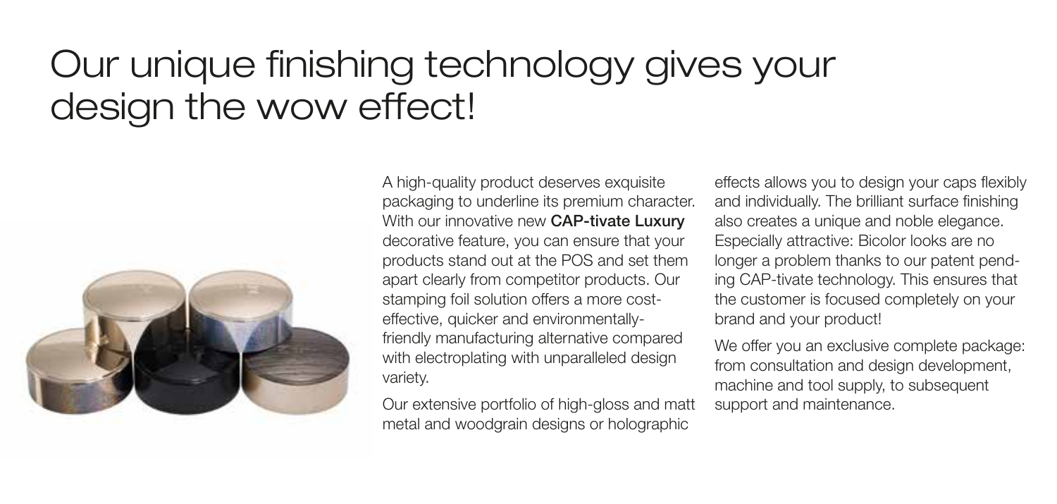# Our unique finishing technology gives your design the wow effect!

A high-quality product deserves exquisite packaging to underline its premium character. With our innovative new **CAP-tivate Luxury** decorative feature, you can ensure that your products stand out at the POS and set them apart clearly from competitor products. Our stamping foil solution offers a more cost-effective, quicker and environmentally-friendly manufacturing alternative compared with electroplating with unparalleled design variety.

Our extensive portfolio of high-gloss and matt metal and woodgrain designs or holographic effects allows you to design your caps flexibly and individually. The brilliant surface finishing also creates a unique and noble elegance. Especially attractive: Bicolor looks are no longer a problem thanks to our patent pending CAP-tivate technology. This ensures that the customer is focused completely on your brand and your product!

We offer you an exclusive complete package: from consultation and design development, machine and tool supply, to subsequent support and maintenance.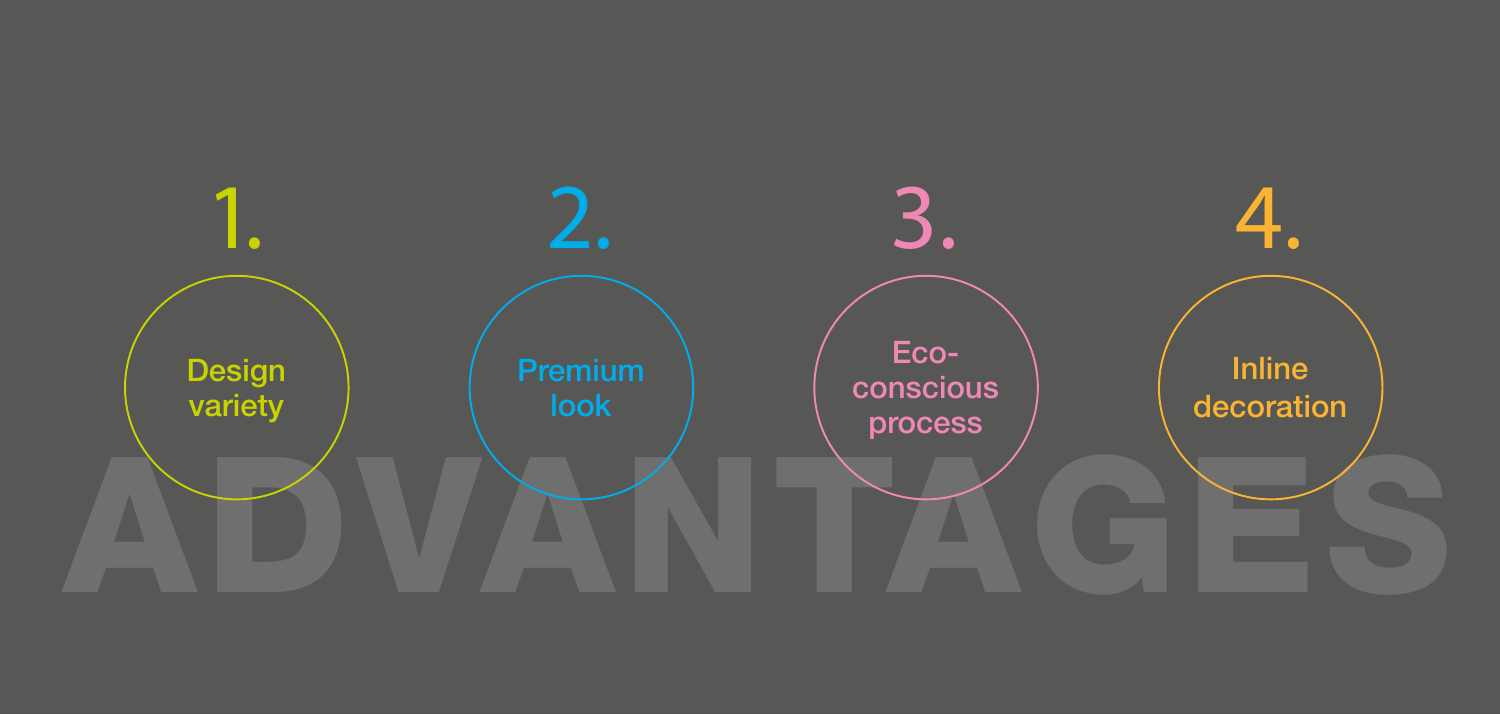# ADVANTAGES

1. Design variety
2. Premium look
3. Eco-conscious process
4. Inline decoration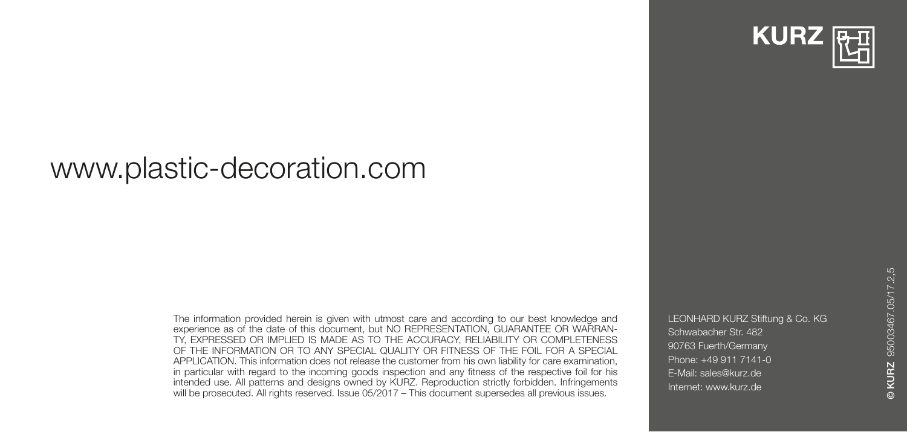KURZ

www.plastic-decoration.com

The information provided herein is given with utmost care and according to our best knowledge and experience as of the date of this document, but NO REPRESENTATION, GUARANTEE OR WARRANTY, EXPRESSED OR IMPLIED IS MADE AS TO THE ACCURACY, RELIABILITY OR COMPLETENESS OF THE INFORMATION OR TO ANY SPECIAL QUALITY OR FITNESS OF THE FOIL FOR A SPECIAL APPLICATION. This information does not release the customer from his own liability for care examination, in particular with regard to the incoming goods inspection and any fitness of the respective foil for his intended use. All patterns and designs owned by KURZ. Reproduction strictly forbidden. Infringements will be prosecuted. All rights reserved. Issue 05/2017 – This document supersedes all previous issues.

LEONHARD KURZ Stiftung & Co. KG
Schwabacher Str. 482
90763 Fuerth/Germany
Phone: +49 911 7141-0
E-Mail: sales@kurz.de
Internet: www.kurz.de

© **KURZ** 95003467.05/17.2,5